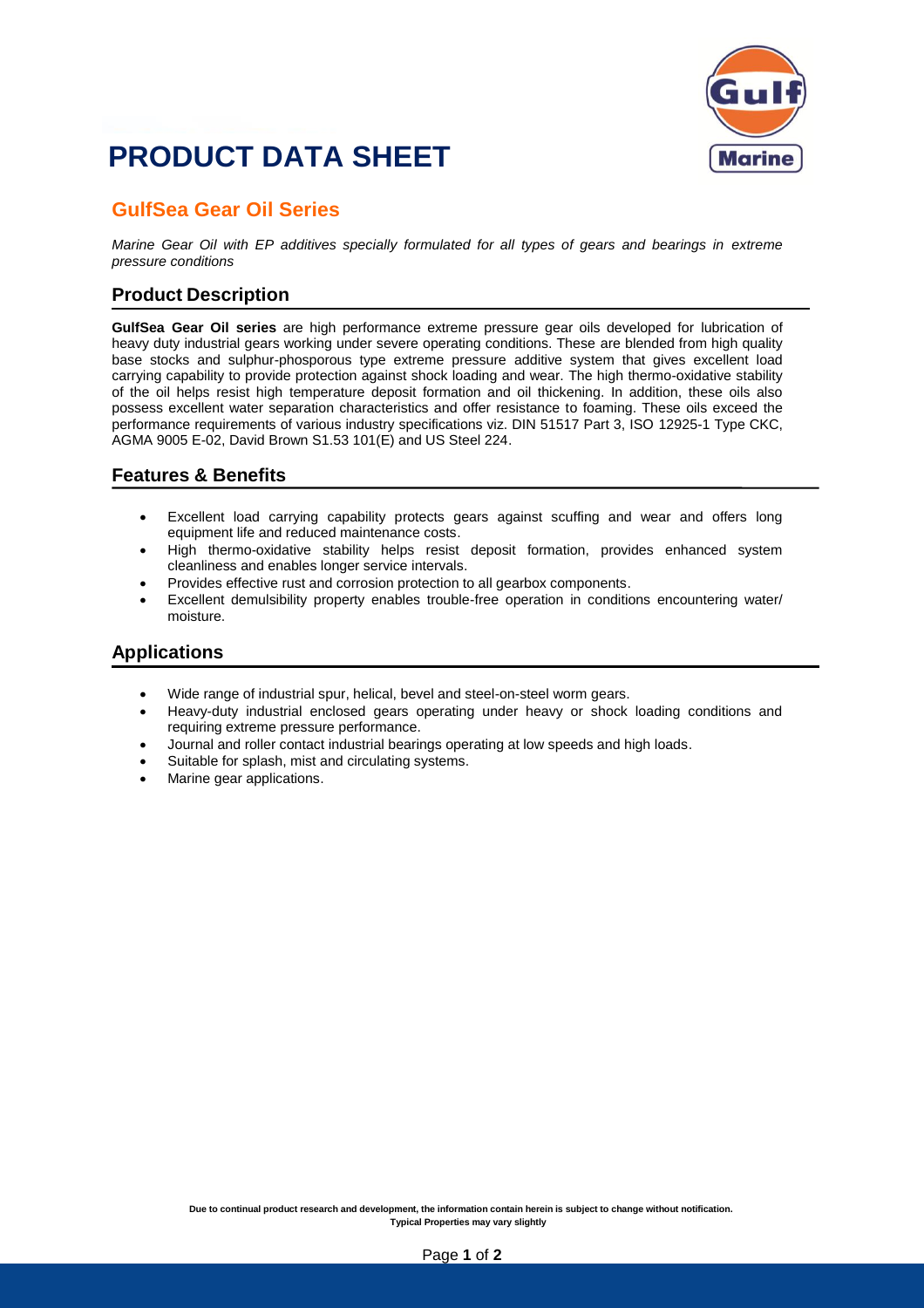# PRODUCT DATA SHEET

## GulfSea Gear Oil Series

*Marine Gear Oil with EP additives specially formulated for all types of gears and bearings in extreme pressure conditions*

## Product Description

**GulfSea Gear Oil series** are high performance extreme pressure gear oils developed for lubrication of heavy duty industrial gears working under severe operating conditions. These are blended from high quality base stocks and sulphur-phosporous type extreme pressure additive system that gives excellent load carrying capability to provide protection against shock loading and wear. The high thermo-oxidative stability of the oil helps resist high temperature deposit formation and oil thickening. In addition, these oils also possess excellent water separation characteristics and offer resistance to foaming. These oils exceed the performance requirements of various industry specifications viz. DIN 51517 Part 3, ISO 12925-1 Type CKC, AGMA 9005 E-02, David Brown S1.53 101(E) and US Steel 224.

## Features & Benefits

- Excellent load carrying capability protects gears against scuffing and wear and offers long equipment life and reduced maintenance costs.
- High thermo-oxidative stability helps resist deposit formation, provides enhanced system cleanliness and enables longer service intervals.
- Provides effective rust and corrosion protection to all gearbox components.
- Excellent demulsibility property enables trouble-free operation in conditions encountering water/ moisture.

## Applications

- Wide range of industrial spur, helical, bevel and steel-on-steel worm gears.
- Heavy-duty industrial enclosed gears operating under heavy or shock loading conditions and requiring extreme pressure performance.
- Journal and roller contact industrial bearings operating at low speeds and high loads.
- Suitable for splash, mist and circulating systems.
- Marine gear applications.

**Due to continual product research and development, the information contain herein is subject to change without notification.**
**Typical Properties may vary slightly**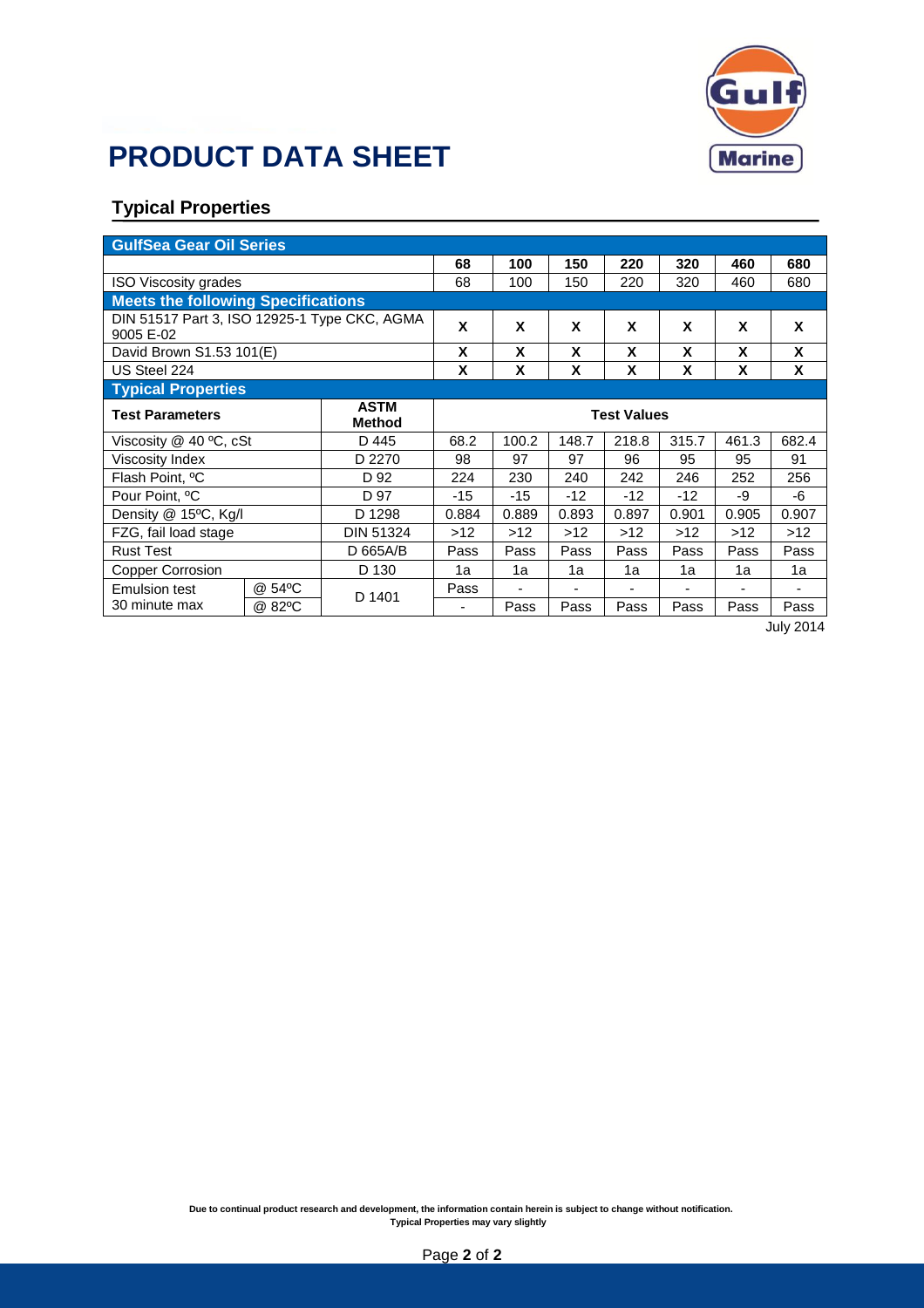# PRODUCT DATA SHEET

## Typical Properties

| GulfSea Gear Oil Series | | | 68 | 100 | 150 | 220 | 320 | 460 | 680 |
|---|---|---|---|---|---|---|---|---|---|
| ISO Viscosity grades | | | 68 | 100 | 150 | 220 | 320 | 460 | 680 |
| **Meets the following Specifications** | | | | | | | | | |
| DIN 51517 Part 3, ISO 12925-1 Type CKC, AGMA 9005 E-02 | | | X | X | X | X | X | X | X |
| David Brown S1.53 101(E) | | | X | X | X | X | X | X | X |
| US Steel 224 | | | X | X | X | X | X | X | X |
| **Typical Properties** | | | | | | | | | |
| **Test Parameters** | | **ASTM Method** | **Test Values** | | | | | | |
| Viscosity @ 40 ºC, cSt | | D 445 | 68.2 | 100.2 | 148.7 | 218.8 | 315.7 | 461.3 | 682.4 |
| Viscosity Index | | D 2270 | 98 | 97 | 97 | 96 | 95 | 95 | 91 |
| Flash Point, ºC | | D 92 | 224 | 230 | 240 | 242 | 246 | 252 | 256 |
| Pour Point, ºC | | D 97 | -15 | -15 | -12 | -12 | -12 | -9 | -6 |
| Density @ 15ºC, Kg/l | | D 1298 | 0.884 | 0.889 | 0.893 | 0.897 | 0.901 | 0.905 | 0.907 |
| FZG, fail load stage | | DIN 51324 | >12 | >12 | >12 | >12 | >12 | >12 | >12 |
| Rust Test | | D 665A/B | Pass | Pass | Pass | Pass | Pass | Pass | Pass |
| Copper Corrosion | | D 130 | 1a | 1a | 1a | 1a | 1a | 1a | 1a |
| Emulsion test 30 minute max | @ 54ºC | D 1401 | Pass | - | - | - | - | - | - |
| | @ 82ºC | | - | Pass | Pass | Pass | Pass | Pass | Pass |

July 2014

**Due to continual product research and development, the information contain herein is subject to change without notification. Typical Properties may vary slightly**